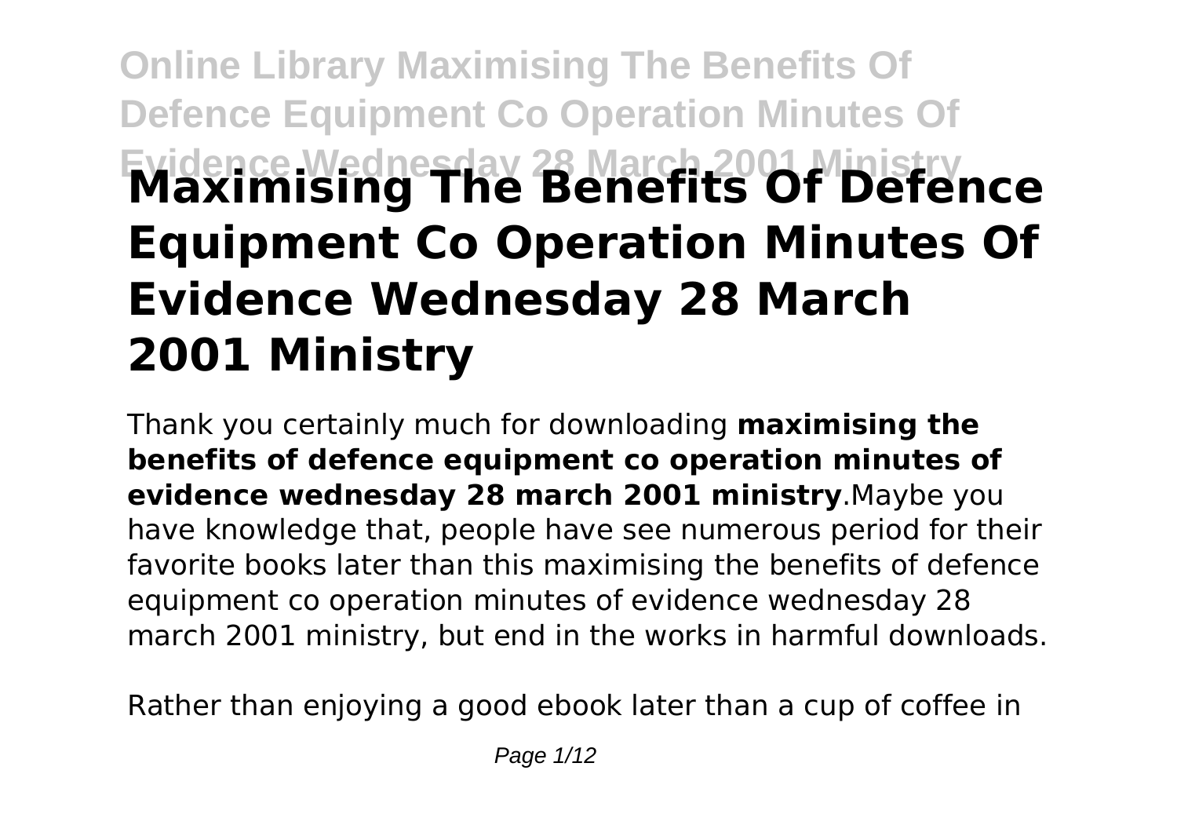# Maximising The Benefits Of Defence Equipment Co Operation Minutes Of Evidence Wednesday 28 March 2001 Ministry

Thank you certainly much for downloading **maximising the benefits of defence equipment co operation minutes of evidence wednesday 28 march 2001 ministry**.Maybe you have knowledge that, people have see numerous period for their favorite books later than this maximising the benefits of defence equipment co operation minutes of evidence wednesday 28 march 2001 ministry, but end in the works in harmful downloads.

Rather than enjoying a good ebook later than a cup of coffee in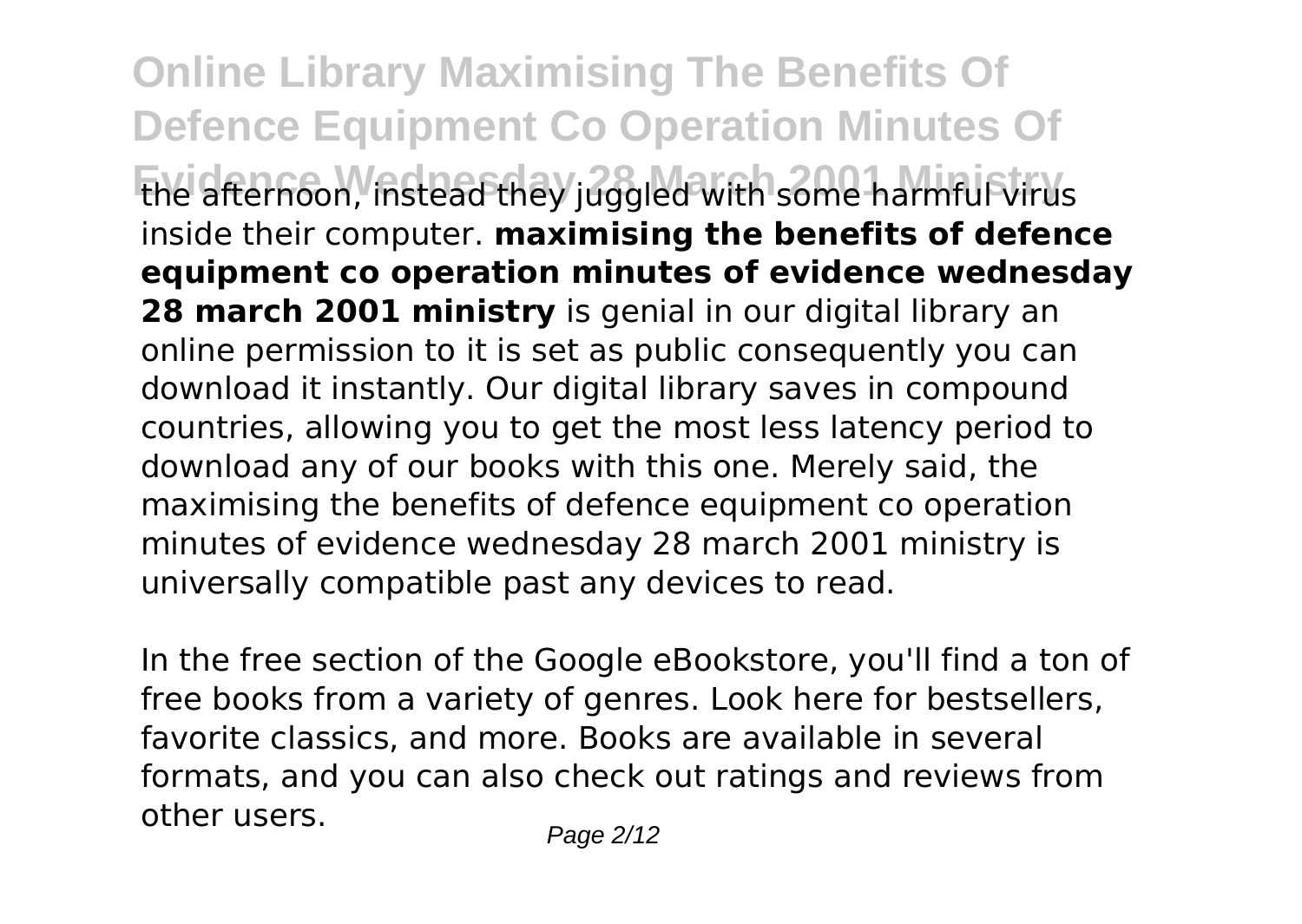the afternoon, instead they juggled with some harmful virus inside their computer. **maximising the benefits of defence equipment co operation minutes of evidence wednesday 28 march 2001 ministry** is genial in our digital library an online permission to it is set as public consequently you can download it instantly. Our digital library saves in compound countries, allowing you to get the most less latency period to download any of our books with this one. Merely said, the maximising the benefits of defence equipment co operation minutes of evidence wednesday 28 march 2001 ministry is universally compatible past any devices to read.

In the free section of the Google eBookstore, you'll find a ton of free books from a variety of genres. Look here for bestsellers, favorite classics, and more. Books are available in several formats, and you can also check out ratings and reviews from other users.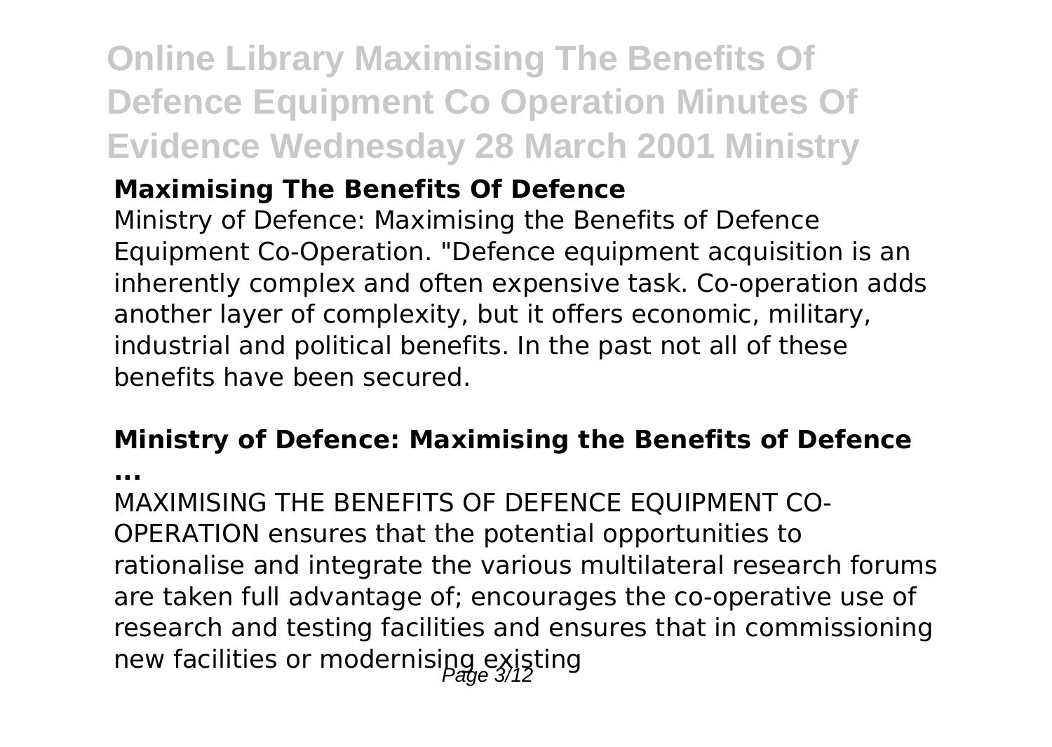## Maximising The Benefits Of Defence

Ministry of Defence: Maximising the Benefits of Defence Equipment Co-Operation. "Defence equipment acquisition is an inherently complex and often expensive task. Co-operation adds another layer of complexity, but it offers economic, military, industrial and political benefits. In the past not all of these benefits have been secured.

## Ministry of Defence: Maximising the Benefits of Defence ...

MAXIMISING THE BENEFITS OF DEFENCE EQUIPMENT CO-OPERATION ensures that the potential opportunities to rationalise and integrate the various multilateral research forums are taken full advantage of; encourages the co-operative use of research and testing facilities and ensures that in commissioning new facilities or modernising existing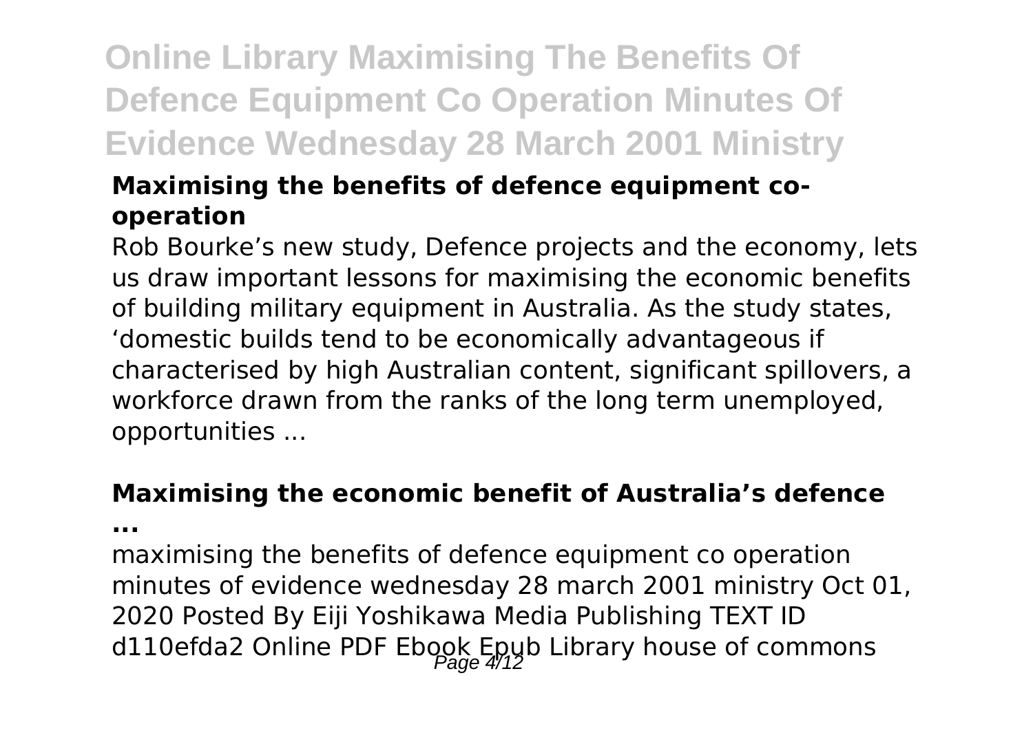### Maximising the benefits of defence equipment co-operation

Rob Bourke's new study, Defence projects and the economy, lets us draw important lessons for maximising the economic benefits of building military equipment in Australia. As the study states, 'domestic builds tend to be economically advantageous if characterised by high Australian content, significant spillovers, a workforce drawn from the ranks of the long term unemployed, opportunities ...

### Maximising the economic benefit of Australia's defence ...

maximising the benefits of defence equipment co operation minutes of evidence wednesday 28 march 2001 ministry Oct 01, 2020 Posted By Eiji Yoshikawa Media Publishing TEXT ID d110efda2 Online PDF Ebook Epub Library house of commons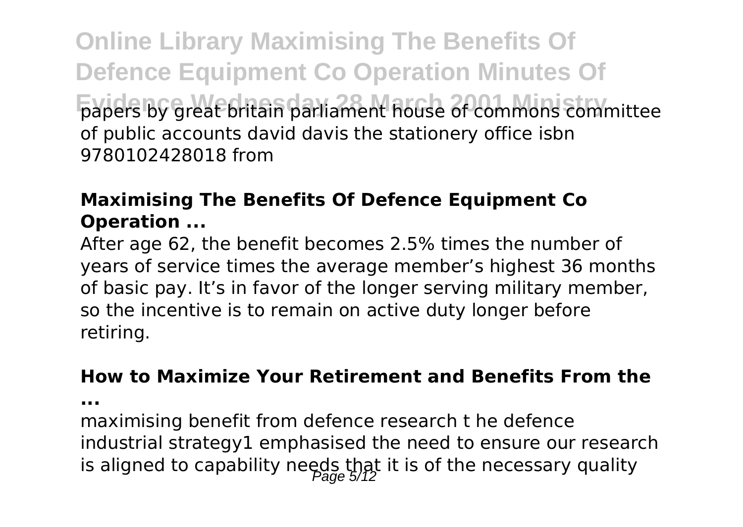papers by great britain parliament house of commons committee of public accounts david davis the stationery office isbn 9780102428018 from

**Maximising The Benefits Of Defence Equipment Co Operation ...**

After age 62, the benefit becomes 2.5% times the number of years of service times the average member's highest 36 months of basic pay. It's in favor of the longer serving military member, so the incentive is to remain on active duty longer before retiring.

**How to Maximize Your Retirement and Benefits From the ...**

maximising benefit from defence research t he defence industrial strategy1 emphasised the need to ensure our research is aligned to capability needs that it is of the necessary quality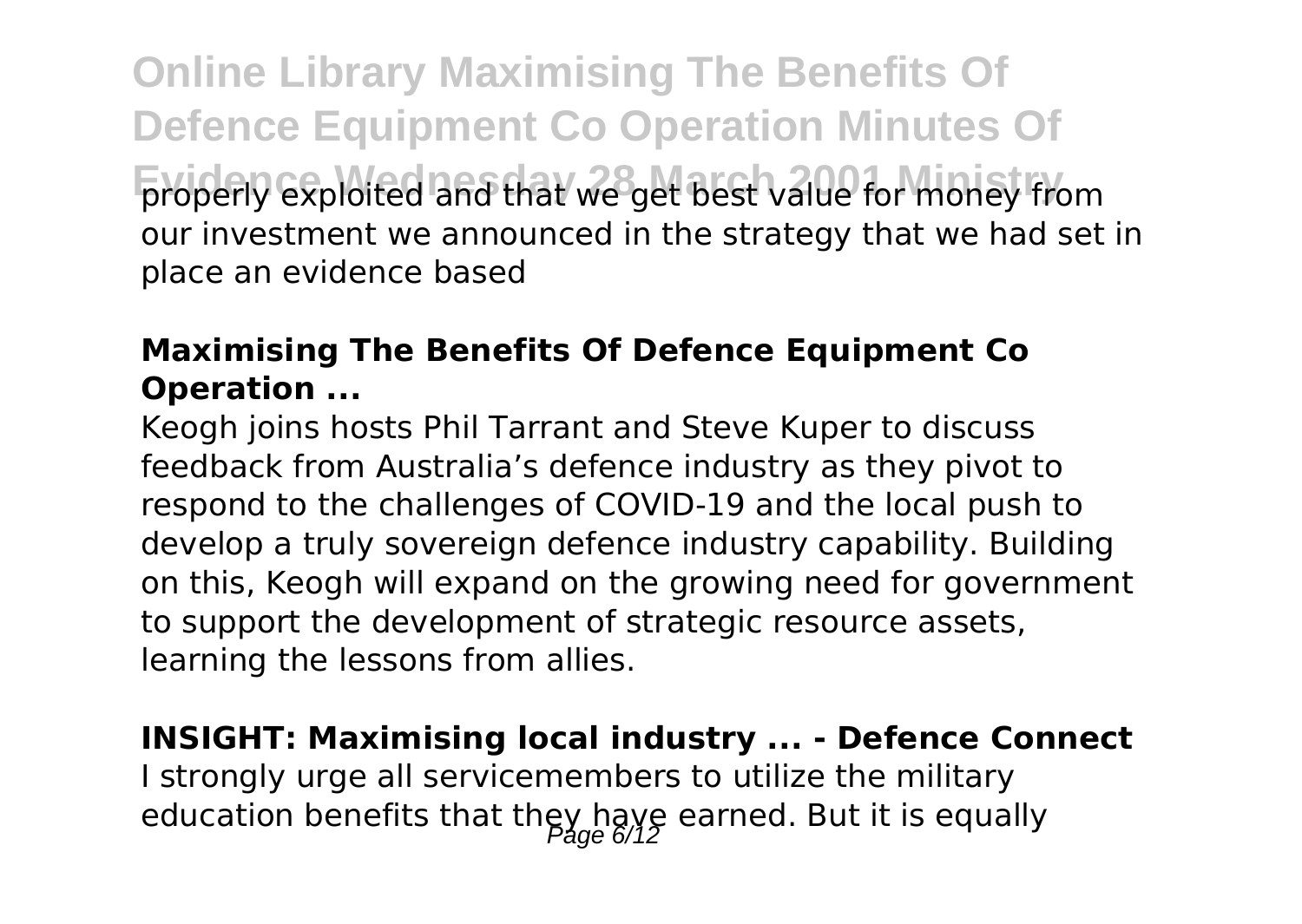properly exploited and that we get best value for money from our investment we announced in the strategy that we had set in place an evidence based

**Maximising The Benefits Of Defence Equipment Co Operation ...**

Keogh joins hosts Phil Tarrant and Steve Kuper to discuss feedback from Australia's defence industry as they pivot to respond to the challenges of COVID-19 and the local push to develop a truly sovereign defence industry capability. Building on this, Keogh will expand on the growing need for government to support the development of strategic resource assets, learning the lessons from allies.

**INSIGHT: Maximising local industry ... - Defence Connect**

I strongly urge all servicemembers to utilize the military education benefits that they have earned. But it is equally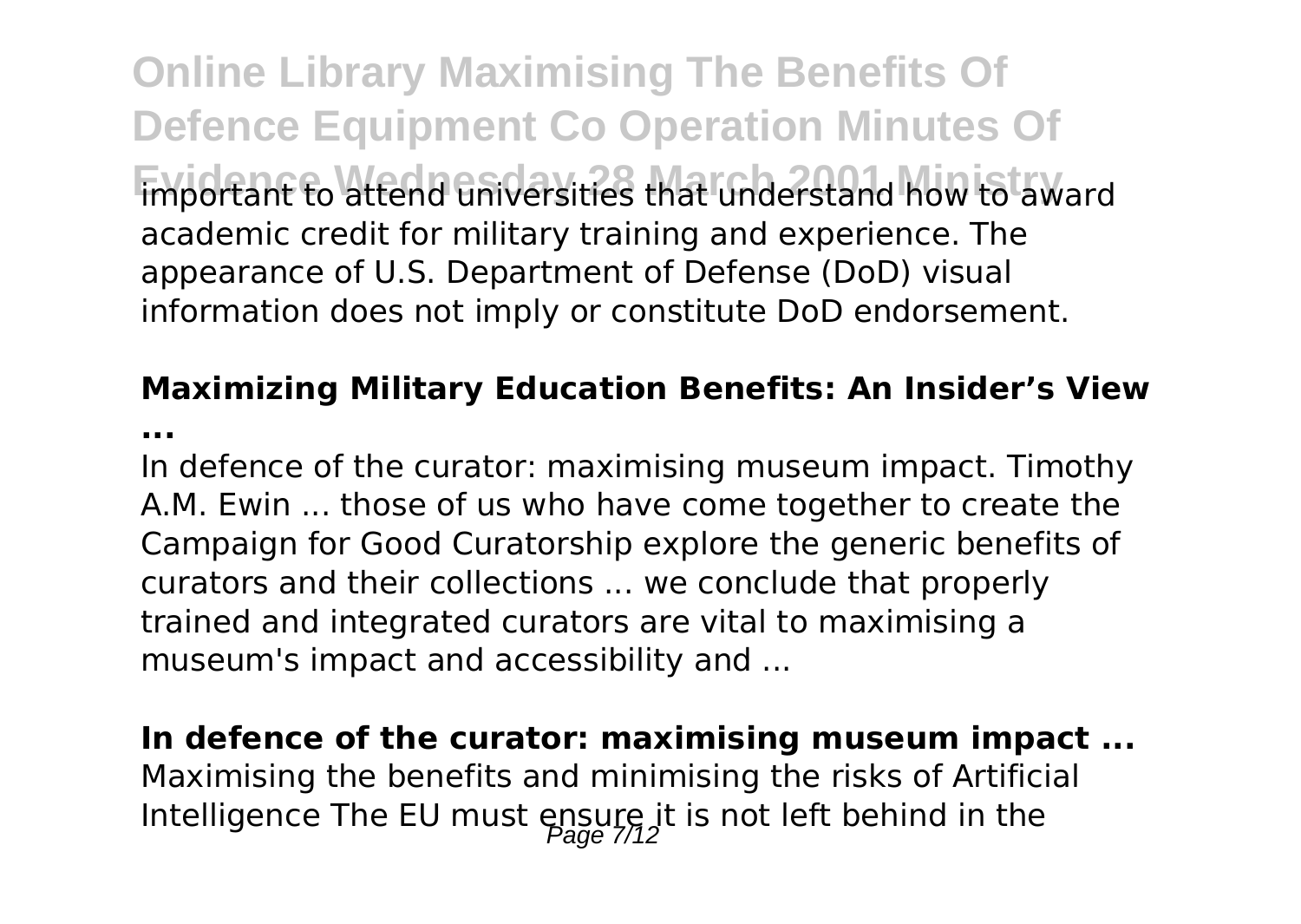important to attend universities that understand how to award academic credit for military training and experience. The appearance of U.S. Department of Defense (DoD) visual information does not imply or constitute DoD endorsement.

**Maximizing Military Education Benefits: An Insider's View ...**

In defence of the curator: maximising museum impact. Timothy A.M. Ewin ... those of us who have come together to create the Campaign for Good Curatorship explore the generic benefits of curators and their collections ... we conclude that properly trained and integrated curators are vital to maximising a museum's impact and accessibility and ...

**In defence of the curator: maximising museum impact ...**

Maximising the benefits and minimising the risks of Artificial Intelligence The EU must ensure it is not left behind in the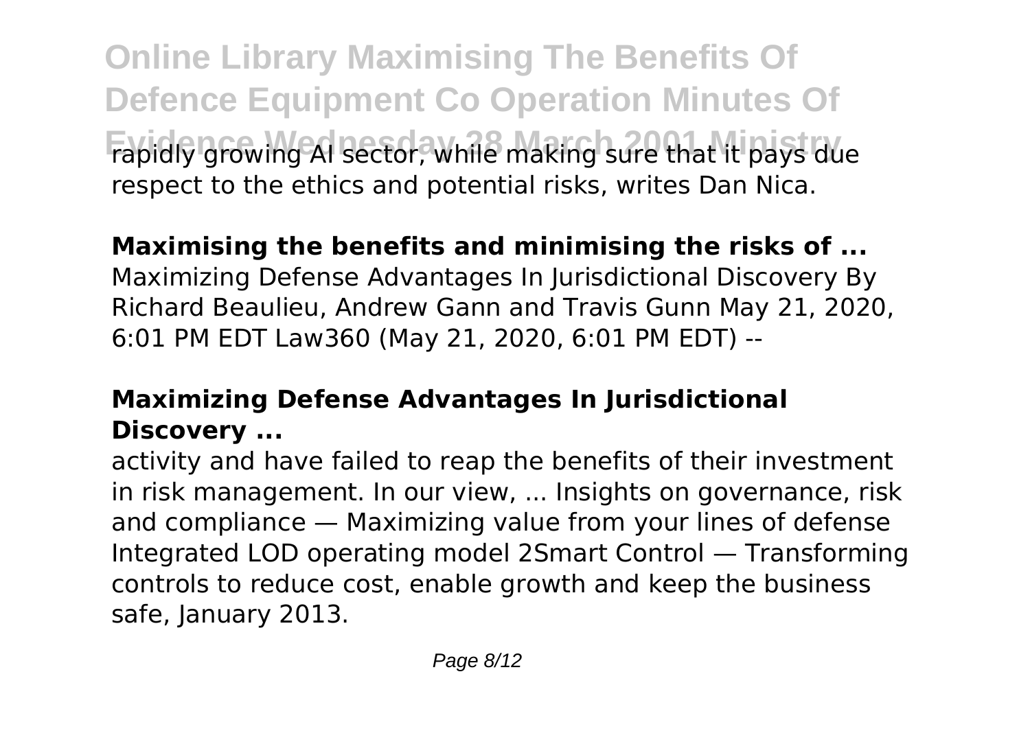rapidly growing AI sector, while making sure that it pays due respect to the ethics and potential risks, writes Dan Nica.

**Maximising the benefits and minimising the risks of ...**

Maximizing Defense Advantages In Jurisdictional Discovery By Richard Beaulieu, Andrew Gann and Travis Gunn May 21, 2020, 6:01 PM EDT Law360 (May 21, 2020, 6:01 PM EDT) --

**Maximizing Defense Advantages In Jurisdictional Discovery ...**

activity and have failed to reap the benefits of their investment in risk management. In our view, ... Insights on governance, risk and compliance — Maximizing value from your lines of defense Integrated LOD operating model 2Smart Control — Transforming controls to reduce cost, enable growth and keep the business safe, January 2013.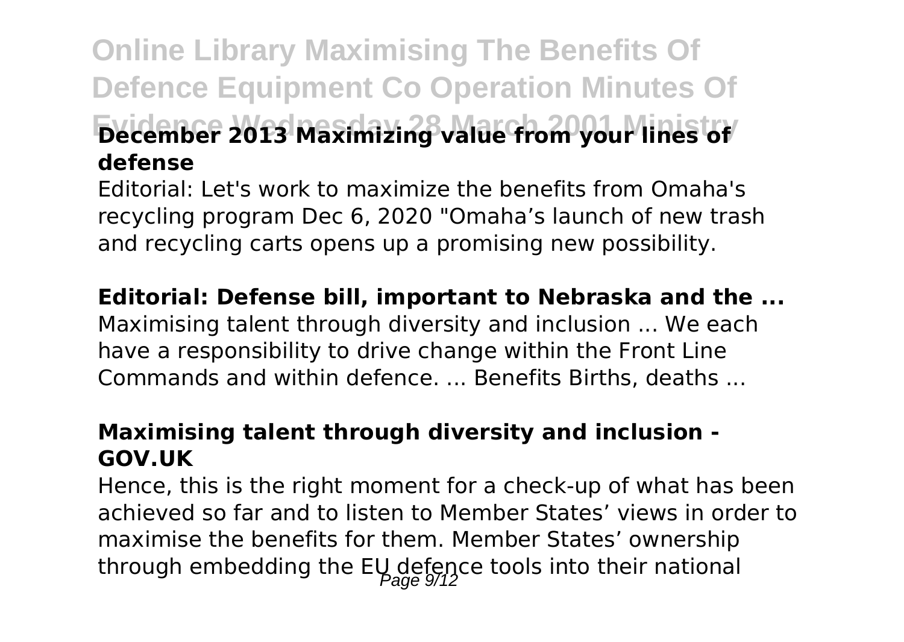**December 2013 Maximizing value from your lines of defense**

Editorial: Let's work to maximize the benefits from Omaha's recycling program Dec 6, 2020 "Omaha's launch of new trash and recycling carts opens up a promising new possibility.

**Editorial: Defense bill, important to Nebraska and the ...**

Maximising talent through diversity and inclusion ... We each have a responsibility to drive change within the Front Line Commands and within defence. ... Benefits Births, deaths ...

**Maximising talent through diversity and inclusion - GOV.UK**

Hence, this is the right moment for a check-up of what has been achieved so far and to listen to Member States' views in order to maximise the benefits for them. Member States' ownership through embedding the EU defence tools into their national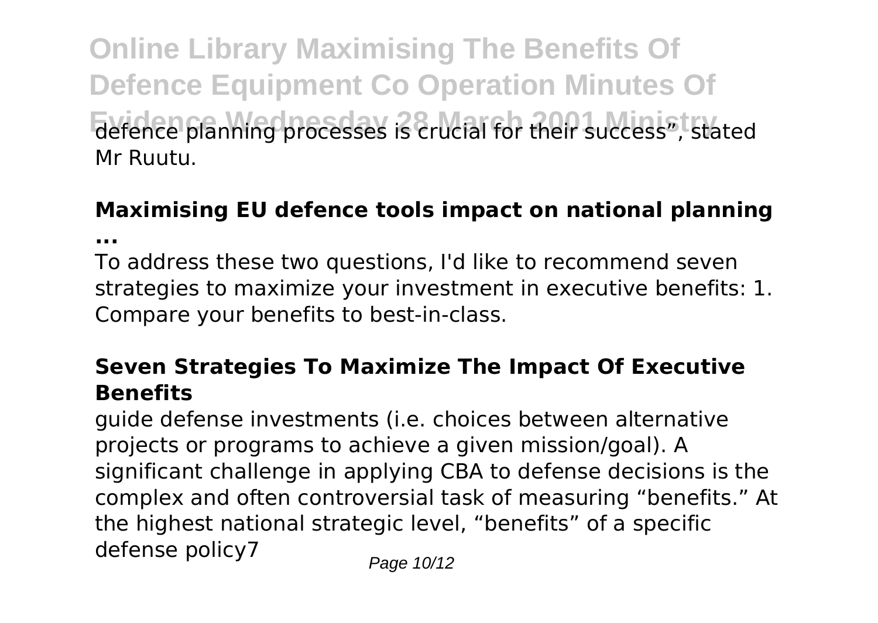defence planning processes is crucial for their success", stated Mr Ruutu.

### Maximising EU defence tools impact on national planning ...

To address these two questions, I'd like to recommend seven strategies to maximize your investment in executive benefits: 1. Compare your benefits to best-in-class.

### Seven Strategies To Maximize The Impact Of Executive Benefits

guide defense investments (i.e. choices between alternative projects or programs to achieve a given mission/goal). A significant challenge in applying CBA to defense decisions is the complex and often controversial task of measuring "benefits." At the highest national strategic level, "benefits" of a specific defense policy7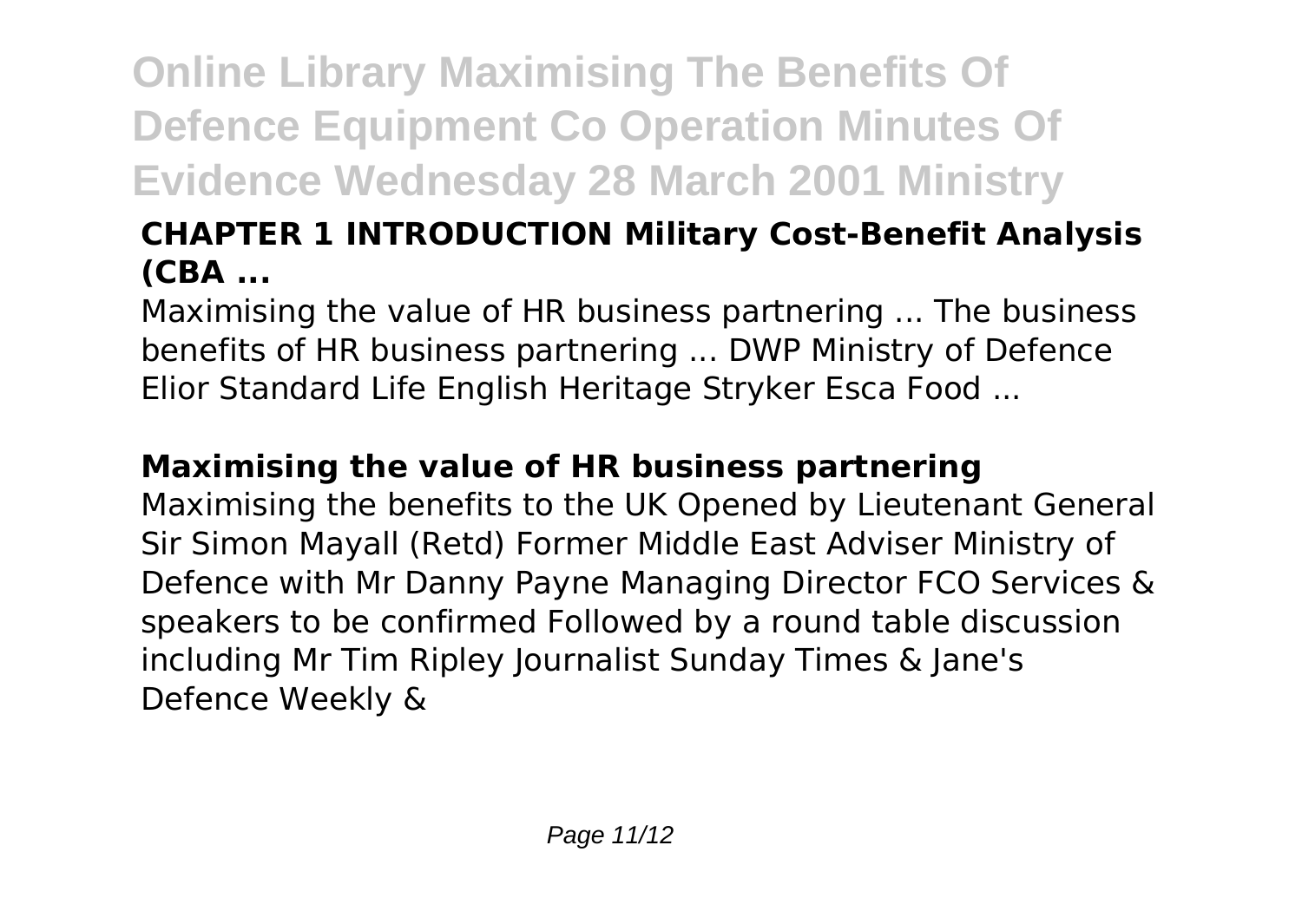### CHAPTER 1 INTRODUCTION Military Cost-Benefit Analysis (CBA ...

Maximising the value of HR business partnering ... The business benefits of HR business partnering ... DWP Ministry of Defence Elior Standard Life English Heritage Stryker Esca Food ...

### Maximising the value of HR business partnering

Maximising the benefits to the UK Opened by Lieutenant General Sir Simon Mayall (Retd) Former Middle East Adviser Ministry of Defence with Mr Danny Payne Managing Director FCO Services & speakers to be confirmed Followed by a round table discussion including Mr Tim Ripley Journalist Sunday Times & Jane's Defence Weekly &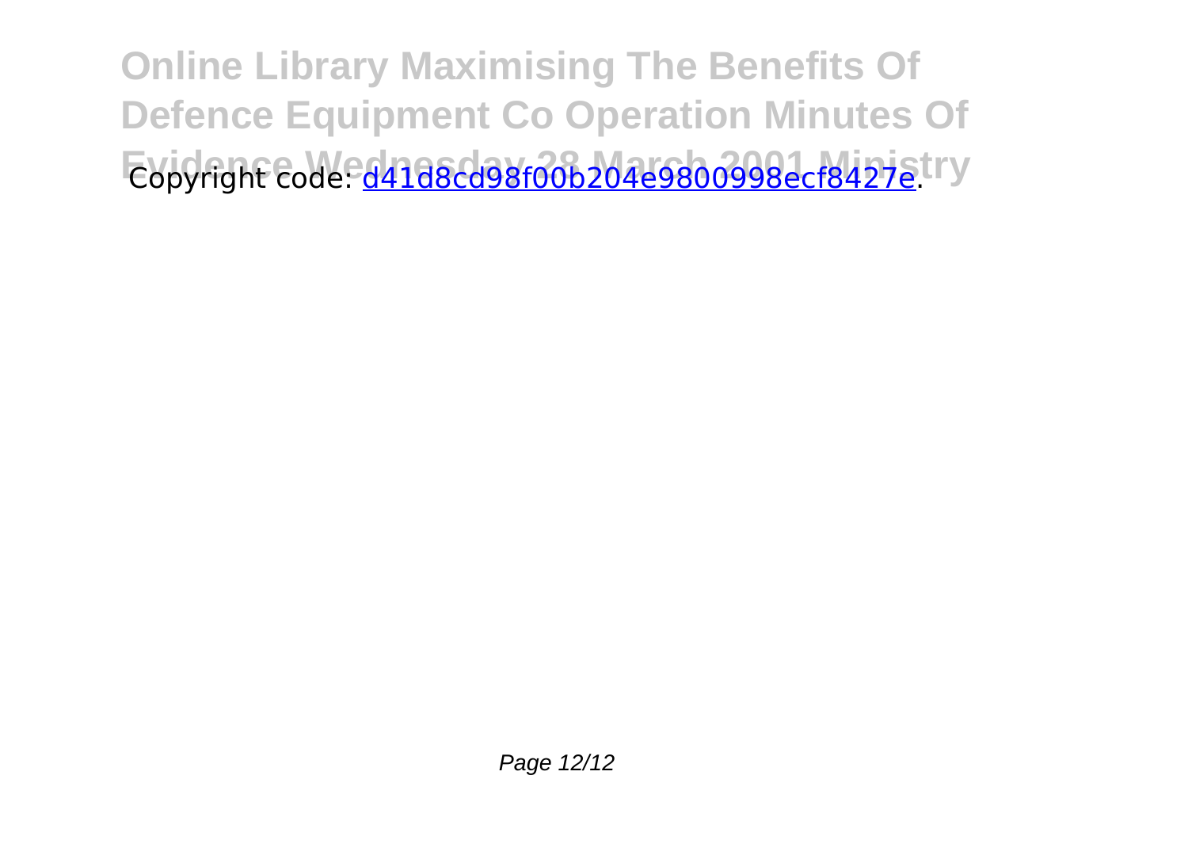Copyright code: [d41d8cd98f00b204e9800998ecf8427e](d41d8cd98f00b204e9800998ecf8427e).